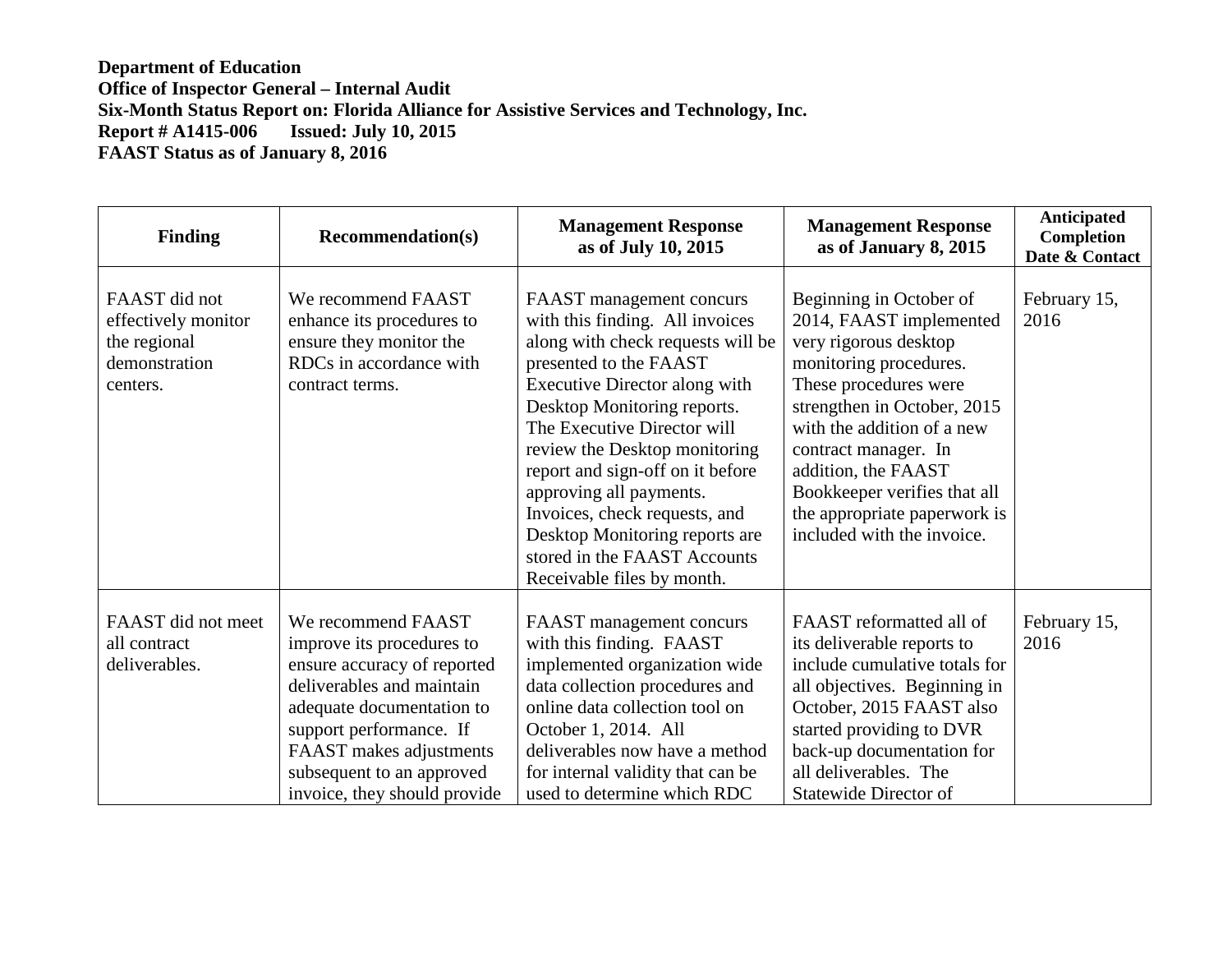**Department of Education**
**Office of Inspector General – Internal Audit**
**Six-Month Status Report on: Florida Alliance for Assistive Services and Technology, Inc.**
**Report # A1415-006 Issued: July 10, 2015**
**FAAST Status as of January 8, 2016**

| Finding | Recommendation(s) | Management Response as of July 10, 2015 | Management Response as of January 8, 2015 | Anticipated Completion Date & Contact |
|---|---|---|---|---|
| FAAST did not effectively monitor the regional demonstration centers. | We recommend FAAST enhance its procedures to ensure they monitor the RDCs in accordance with contract terms. | FAAST management concurs with this finding. All invoices along with check requests will be presented to the FAAST Executive Director along with Desktop Monitoring reports. The Executive Director will review the Desktop monitoring report and sign-off on it before approving all payments. Invoices, check requests, and Desktop Monitoring reports are stored in the FAAST Accounts Receivable files by month. | Beginning in October of 2014, FAAST implemented very rigorous desktop monitoring procedures. These procedures were strengthen in October, 2015 with the addition of a new contract manager. In addition, the FAAST Bookkeeper verifies that all the appropriate paperwork is included with the invoice. | February 15, 2016 |
| FAAST did not meet all contract deliverables. | We recommend FAAST improve its procedures to ensure accuracy of reported deliverables and maintain adequate documentation to support performance. If FAAST makes adjustments subsequent to an approved invoice, they should provide | FAAST management concurs with this finding. FAAST implemented organization wide data collection procedures and online data collection tool on October 1, 2014. All deliverables now have a method for internal validity that can be used to determine which RDC | FAAST reformatted all of its deliverable reports to include cumulative totals for all objectives. Beginning in October, 2015 FAAST also started providing to DVR back-up documentation for all deliverables. The Statewide Director of | February 15, 2016 |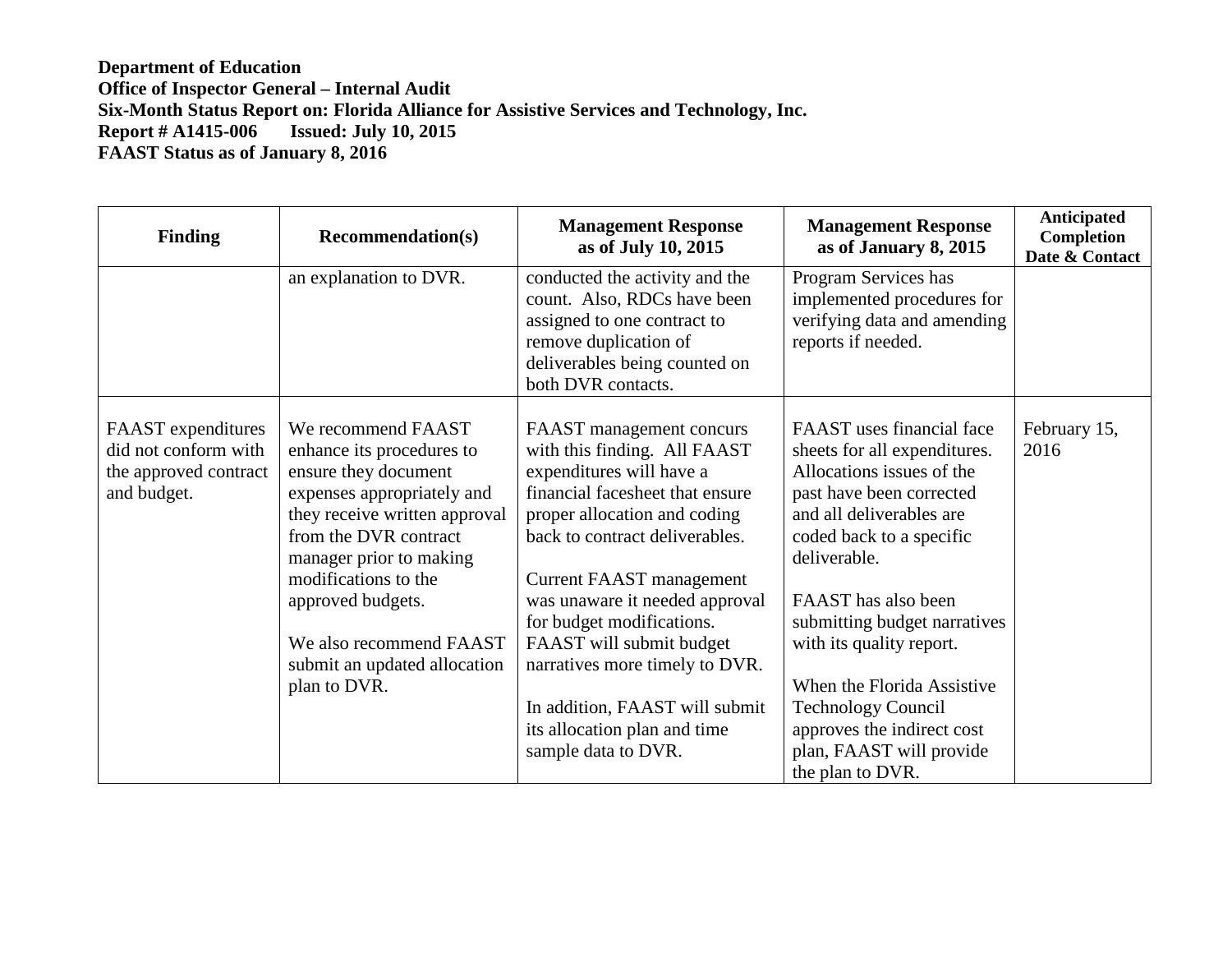**Department of Education**
**Office of Inspector General – Internal Audit**
**Six-Month Status Report on: Florida Alliance for Assistive Services and Technology, Inc.**
**Report # A1415-006 Issued: July 10, 2015**
**FAAST Status as of January 8, 2016**

| Finding | Recommendation(s) | Management Response as of July 10, 2015 | Management Response as of January 8, 2015 | Anticipated Completion Date & Contact |
|---|---|---|---|---|
| | an explanation to DVR. | conducted the activity and the count. Also, RDCs have been assigned to one contract to remove duplication of deliverables being counted on both DVR contacts. | Program Services has implemented procedures for verifying data and amending reports if needed. | |
| FAAST expenditures did not conform with the approved contract and budget. | We recommend FAAST enhance its procedures to ensure they document expenses appropriately and they receive written approval from the DVR contract manager prior to making modifications to the approved budgets.<br><br>We also recommend FAAST submit an updated allocation plan to DVR. | FAAST management concurs with this finding. All FAAST expenditures will have a financial facesheet that ensure proper allocation and coding back to contract deliverables.<br><br>Current FAAST management was unaware it needed approval for budget modifications. FAAST will submit budget narratives more timely to DVR.<br><br>In addition, FAAST will submit its allocation plan and time sample data to DVR. | FAAST uses financial face sheets for all expenditures. Allocations issues of the past have been corrected and all deliverables are coded back to a specific deliverable.<br><br>FAAST has also been submitting budget narratives with its quality report.<br><br>When the Florida Assistive Technology Council approves the indirect cost plan, FAAST will provide the plan to DVR. | February 15, 2016 |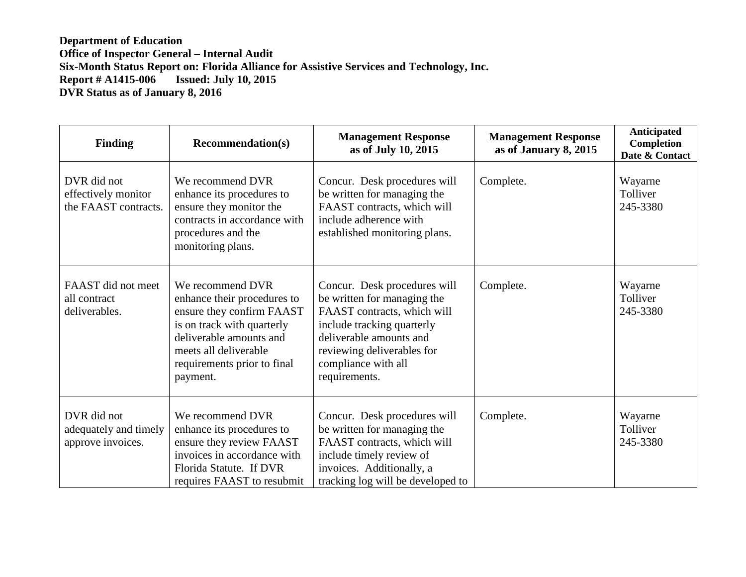**Department of Education**
**Office of Inspector General – Internal Audit**
**Six-Month Status Report on: Florida Alliance for Assistive Services and Technology, Inc.**
**Report # A1415-006      Issued: July 10, 2015**
**DVR Status as of January 8, 2016**

| Finding | Recommendation(s) | Management Response as of July 10, 2015 | Management Response as of January 8, 2015 | Anticipated Completion Date & Contact |
|---|---|---|---|---|
| DVR did not effectively monitor the FAAST contracts. | We recommend DVR enhance its procedures to ensure they monitor the contracts in accordance with procedures and the monitoring plans. | Concur. Desk procedures will be written for managing the FAAST contracts, which will include adherence with established monitoring plans. | Complete. | Wayarne Tolliver 245-3380 |
| FAAST did not meet all contract deliverables. | We recommend DVR enhance their procedures to ensure they confirm FAAST is on track with quarterly deliverable amounts and meets all deliverable requirements prior to final payment. | Concur. Desk procedures will be written for managing the FAAST contracts, which will include tracking quarterly deliverable amounts and reviewing deliverables for compliance with all requirements. | Complete. | Wayarne Tolliver 245-3380 |
| DVR did not adequately and timely approve invoices. | We recommend DVR enhance its procedures to ensure they review FAAST invoices in accordance with Florida Statute. If DVR requires FAAST to resubmit | Concur. Desk procedures will be written for managing the FAAST contracts, which will include timely review of invoices. Additionally, a tracking log will be developed to | Complete. | Wayarne Tolliver 245-3380 |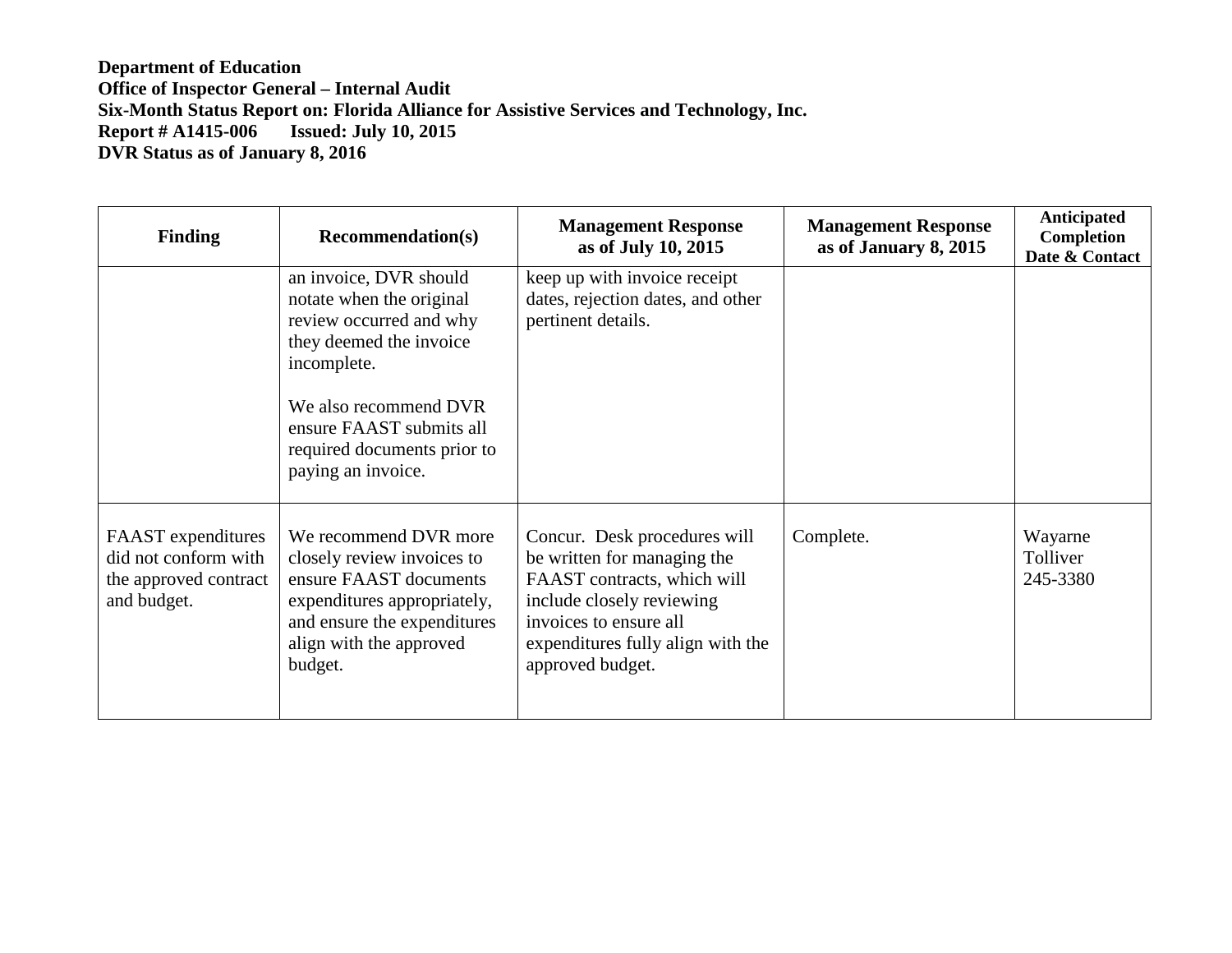**Department of Education**
**Office of Inspector General – Internal Audit**
**Six-Month Status Report on: Florida Alliance for Assistive Services and Technology, Inc.**
**Report # A1415-006 Issued: July 10, 2015**
**DVR Status as of January 8, 2016**

| Finding | Recommendation(s) | Management Response as of July 10, 2015 | Management Response as of January 8, 2015 | Anticipated Completion Date & Contact |
|---|---|---|---|---|
| | an invoice, DVR should notate when the original review occurred and why they deemed the invoice incomplete.<br><br>We also recommend DVR ensure FAAST submits all required documents prior to paying an invoice. | keep up with invoice receipt dates, rejection dates, and other pertinent details. | | |
| FAAST expenditures did not conform with the approved contract and budget. | We recommend DVR more closely review invoices to ensure FAAST documents expenditures appropriately, and ensure the expenditures align with the approved budget. | Concur. Desk procedures will be written for managing the FAAST contracts, which will include closely reviewing invoices to ensure all expenditures fully align with the approved budget. | Complete. | Wayarne Tolliver 245-3380 |